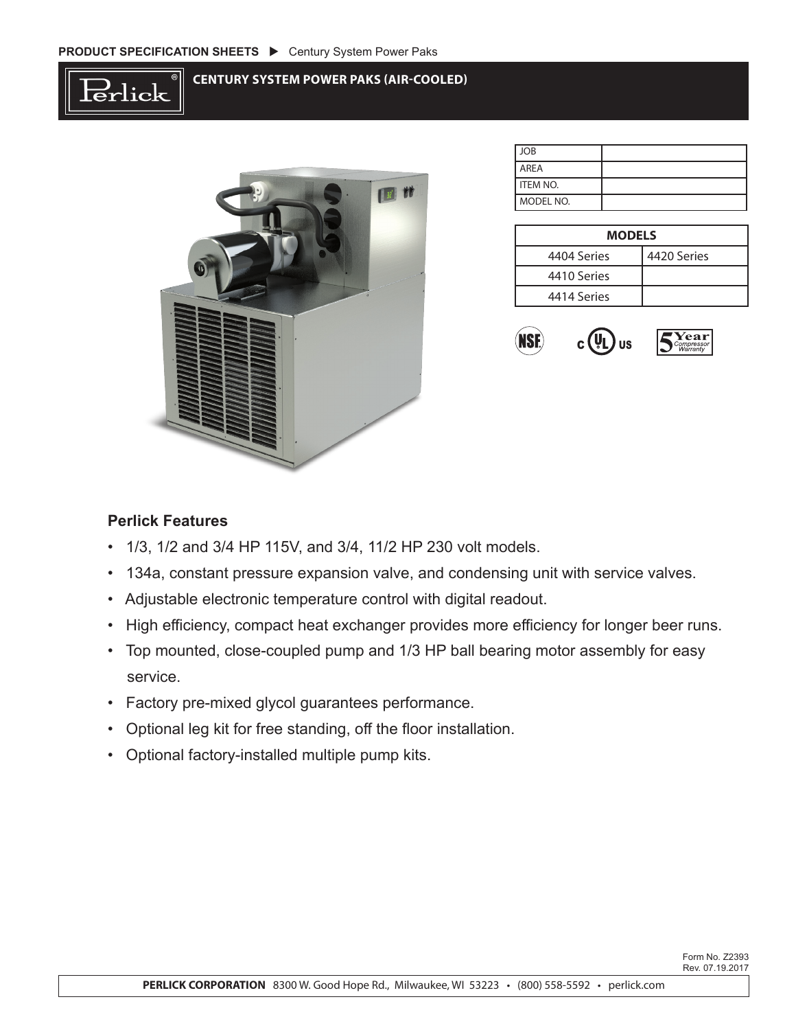PRODUCT SPECIFICATION SHEETS ▶ Century System Power Paks

# CENTURY SYSTEM POWER PAKS (AIR-COOLED)

| JOB | |
|---|---|
| AREA | |
| ITEM NO. | |
| MODEL NO. | |

| MODELS | |
|---|---|
| 4404 Series | 4420 Series |
| 4410 Series | |
| 4414 Series | |

## Perlick Features

- 1/3, 1/2 and 3/4 HP 115V, and 3/4, 11/2 HP 230 volt models.
- 134a, constant pressure expansion valve, and condensing unit with service valves.
- Adjustable electronic temperature control with digital readout.
- High efficiency, compact heat exchanger provides more efficiency for longer beer runs.
- Top mounted, close-coupled pump and 1/3 HP ball bearing motor assembly for easy service.
- Factory pre-mixed glycol guarantees performance.
- Optional leg kit for free standing, off the floor installation.
- Optional factory-installed multiple pump kits.

Form No. Z2393
Rev. 07.19.2017

**PERLICK CORPORATION** 8300 W. Good Hope Rd., Milwaukee, WI 53223 • (800) 558-5592 • perlick.com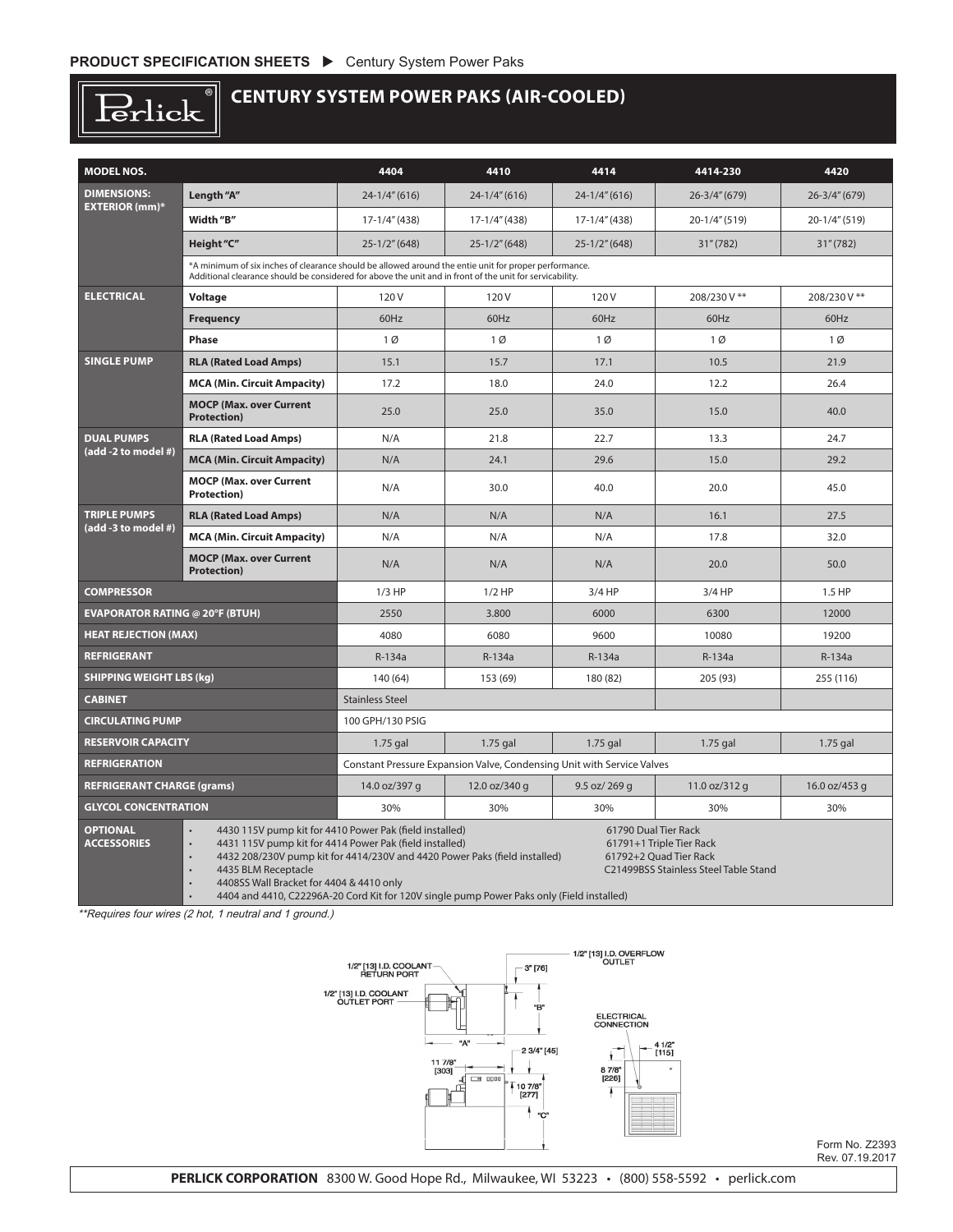# CENTURY SYSTEM POWER PAKS (AIR-COOLED)

| MODEL NOS. | | 4404 | 4410 | 4414 | 4414-230 | 4420 |
|---|---|---|---|---|---|---|
| DIMENSIONS: EXTERIOR (mm)* | Length "A" | 24-1/4" (616) | 24-1/4" (616) | 24-1/4" (616) | 26-3/4" (679) | 26-3/4" (679) |
| | Width "B" | 17-1/4" (438) | 17-1/4" (438) | 17-1/4" (438) | 20-1/4" (519) | 20-1/4" (519) |
| | Height "C" | 25-1/2" (648) | 25-1/2" (648) | 25-1/2" (648) | 31" (782) | 31" (782) |
| | *A minimum of six inches of clearance should be allowed around the entie unit for proper performance. Additional clearance should be considered for above the unit and in front of the unit for servicability. | | | | | |
| ELECTRICAL | Voltage | 120 V | 120 V | 120 V | 208/230 V ** | 208/230 V ** |
| | Frequency | 60Hz | 60Hz | 60Hz | 60Hz | 60Hz |
| | Phase | 1 Ø | 1 Ø | 1 Ø | 1 Ø | 1 Ø |
| SINGLE PUMP | RLA (Rated Load Amps) | 15.1 | 15.7 | 17.1 | 10.5 | 21.9 |
| | MCA (Min. Circuit Ampacity) | 17.2 | 18.0 | 24.0 | 12.2 | 26.4 |
| | MOCP (Max. over Current Protection) | 25.0 | 25.0 | 35.0 | 15.0 | 40.0 |
| DUAL PUMPS (add -2 to model #) | RLA (Rated Load Amps) | N/A | 21.8 | 22.7 | 13.3 | 24.7 |
| | MCA (Min. Circuit Ampacity) | N/A | 24.1 | 29.6 | 15.0 | 29.2 |
| | MOCP (Max. over Current Protection) | N/A | 30.0 | 40.0 | 20.0 | 45.0 |
| TRIPLE PUMPS (add -3 to model #) | RLA (Rated Load Amps) | N/A | N/A | N/A | 16.1 | 27.5 |
| | MCA (Min. Circuit Ampacity) | N/A | N/A | N/A | 17.8 | 32.0 |
| | MOCP (Max. over Current Protection) | N/A | N/A | N/A | 20.0 | 50.0 |
| COMPRESSOR | | 1/3 HP | 1/2 HP | 3/4 HP | 3/4 HP | 1.5 HP |
| EVAPORATOR RATING @ 20°F (BTUH) | | 2550 | 3.800 | 6000 | 6300 | 12000 |
| HEAT REJECTION (MAX) | | 4080 | 6080 | 9600 | 10080 | 19200 |
| REFRIGERANT | | R-134a | R-134a | R-134a | R-134a | R-134a |
| SHIPPING WEIGHT LBS (kg) | | 140 (64) | 153 (69) | 180 (82) | 205 (93) | 255 (116) |
| CABINET | | Stainless Steel | | | | |
| CIRCULATING PUMP | | 100 GPH/130 PSIG | | | | |
| RESERVOIR CAPACITY | | 1.75 gal | 1.75 gal | 1.75 gal | 1.75 gal | 1.75 gal |
| REFRIGERATION | | Constant Pressure Expansion Valve, Condensing Unit with Service Valves | | | | |
| REFRIGERANT CHARGE (grams) | | 14.0 oz/397 g | 12.0 oz/340 g | 9.5 oz/ 269 g | 11.0 oz/312 g | 16.0 oz/453 g |
| GLYCOL CONCENTRATION | | 30% | 30% | 30% | 30% | 30% |

**OPTIONAL ACCESSORIES**

- 4430 115V pump kit for 4410 Power Pak (field installed)
- 4431 115V pump kit for 4414 Power Pak (field installed)
- 4432 208/230V pump kit for 4414/230V and 4420 Power Paks (field installed)
- 4435 BLM Receptacle
- 4408SS Wall Bracket for 4404 & 4410 only
- 4404 and 4410, C22296A-20 Cord Kit for 120V single pump Power Paks only (Field installed)

61790 Dual Tier Rack
61791+1 Triple Tier Rack
61792+2 Quad Tier Rack
C21499BSS Stainless Steel Table Stand

*\*\*Requires four wires (2 hot, 1 neutral and 1 ground.)*

1/2" [13] I.D. COOLANT RETURN PORT
1/2" [13] I.D. COOLANT OUTLET PORT
3" [76]
"B"
"A"
1/2" [13] I.D. OVERFLOW OUTLET
ELECTRICAL CONNECTION
4 1/2" [115]
8 7/8" [226]
11 7/8" [303]
2 3/4" [45]
10 7/8" [277]
"C"

Form No. Z2393
Rev. 07.19.2017

**PERLICK CORPORATION** 8300 W. Good Hope Rd., Milwaukee, WI 53223 • (800) 558-5592 • perlick.com